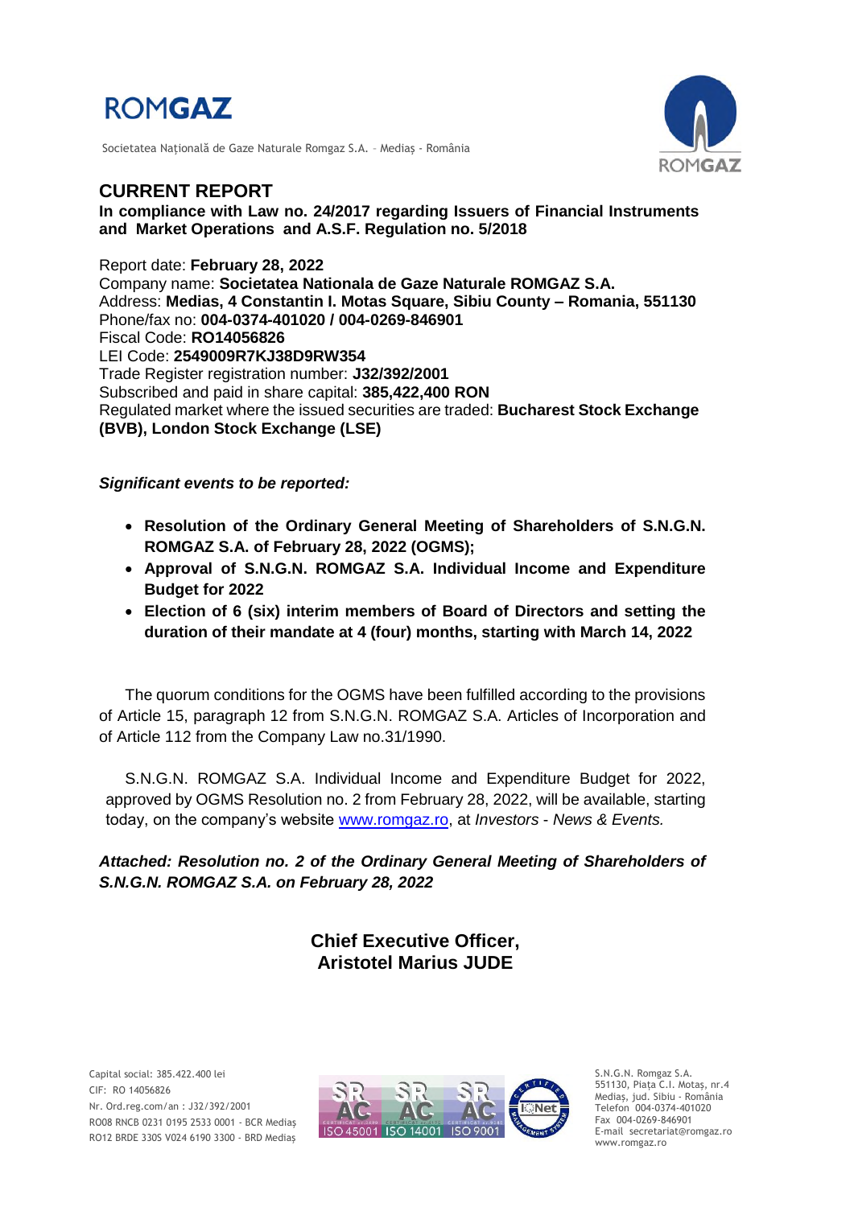ROMGAZ

Societatea Naţională de Gaze Naturale Romgaz S.A. – Mediaş - România

## CURRENT REPORT

**In compliance with Law no. 24/2017 regarding Issuers of Financial Instruments and Market Operations and A.S.F. Regulation no. 5/2018**

Report date: **February 28, 2022**
Company name: **Societatea Nationala de Gaze Naturale ROMGAZ S.A.**
Address: **Medias, 4 Constantin I. Motas Square, Sibiu County – Romania, 551130**
Phone/fax no: **004-0374-401020 / 004-0269-846901**
Fiscal Code: **RO14056826**
LEI Code: **2549009R7KJ38D9RW354**
Trade Register registration number: **J32/392/2001**
Subscribed and paid in share capital: **385,422,400 RON**
Regulated market where the issued securities are traded: **Bucharest Stock Exchange (BVB), London Stock Exchange (LSE)**

***Significant events to be reported:***

- **Resolution of the Ordinary General Meeting of Shareholders of S.N.G.N. ROMGAZ S.A. of February 28, 2022 (OGMS);**
- **Approval of S.N.G.N. ROMGAZ S.A. Individual Income and Expenditure Budget for 2022**
- **Election of 6 (six) interim members of Board of Directors and setting the duration of their mandate at 4 (four) months, starting with March 14, 2022**

The quorum conditions for the OGMS have been fulfilled according to the provisions of Article 15, paragraph 12 from S.N.G.N. ROMGAZ S.A. Articles of Incorporation and of Article 112 from the Company Law no.31/1990.

S.N.G.N. ROMGAZ S.A. Individual Income and Expenditure Budget for 2022, approved by OGMS Resolution no. 2 from February 28, 2022, will be available, starting today, on the company's website www.romgaz.ro, at *Investors - News & Events.*

***Attached: Resolution no. 2 of the Ordinary General Meeting of Shareholders of S.N.G.N. ROMGAZ S.A. on February 28, 2022***

**Chief Executive Officer,**
**Aristotel Marius JUDE**

Capital social: 385.422.400 lei
CIF: RO 14056826
Nr. Ord.reg.com/an : J32/392/2001
RO08 RNCB 0231 0195 2533 0001 - BCR Mediaş
RO12 BRDE 330S V024 6190 3300 - BRD Mediaş

S.N.G.N. Romgaz S.A.
551130, Piaţa C.I. Motaş, nr.4
Mediaş, jud. Sibiu - România
Telefon 004-0374-401020
Fax 004-0269-846901
E-mail secretariat@romgaz.ro
www.romgaz.ro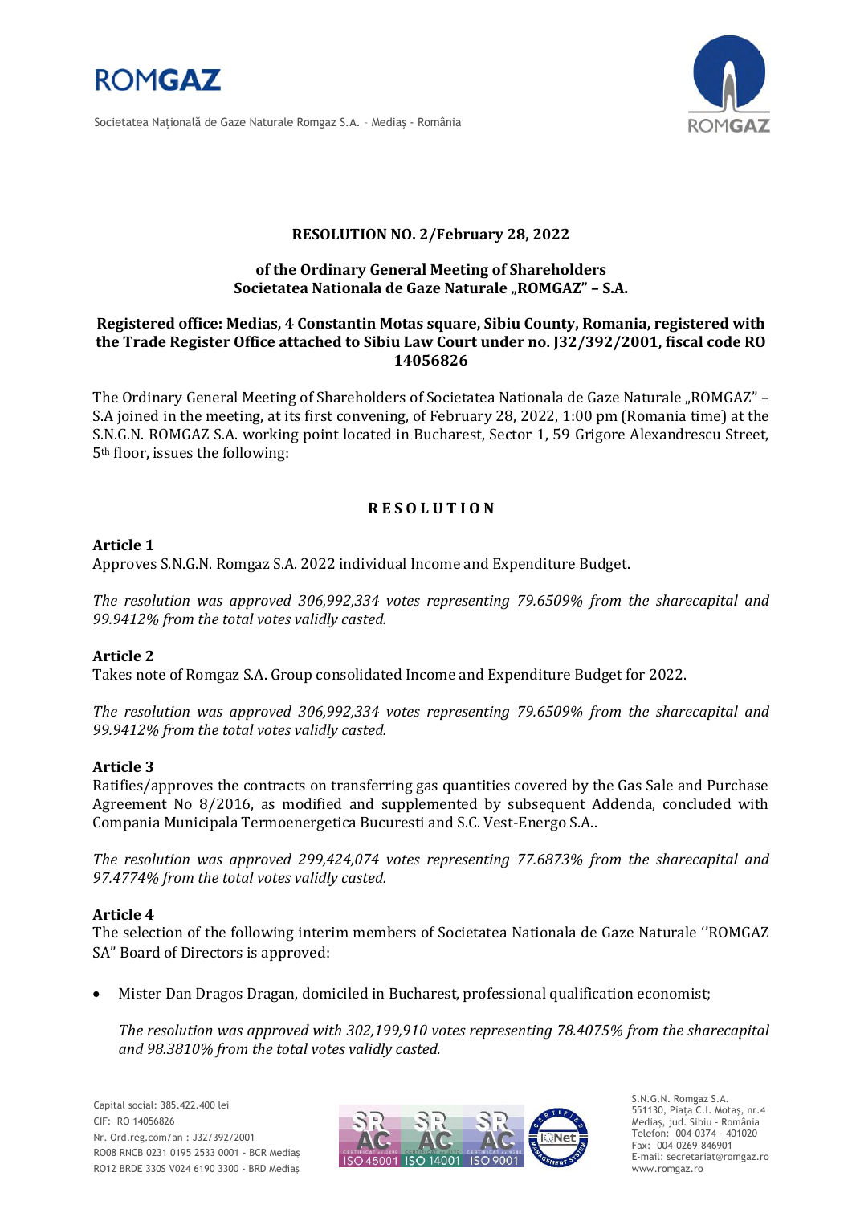**RESOLUTION NO. 2/February 28, 2022**

**of the Ordinary General Meeting of Shareholders**
**Societatea Nationala de Gaze Naturale „ROMGAZ" – S.A.**

**Registered office: Medias, 4 Constantin Motas square, Sibiu County, Romania, registered with the Trade Register Office attached to Sibiu Law Court under no. J32/392/2001, fiscal code RO 14056826**

The Ordinary General Meeting of Shareholders of Societatea Nationala de Gaze Naturale „ROMGAZ" – S.A joined in the meeting, at its first convening, of February 28, 2022, 1:00 pm (Romania time) at the S.N.G.N. ROMGAZ S.A. working point located in Bucharest, Sector 1, 59 Grigore Alexandrescu Street, 5th floor, issues the following:

**R E S O L U T I O N**

**Article 1**
Approves S.N.G.N. Romgaz S.A. 2022 individual Income and Expenditure Budget.

*The resolution was approved 306,992,334 votes representing 79.6509% from the sharecapital and 99.9412% from the total votes validly casted.*

**Article 2**
Takes note of Romgaz S.A. Group consolidated Income and Expenditure Budget for 2022.

*The resolution was approved 306,992,334 votes representing 79.6509% from the sharecapital and 99.9412% from the total votes validly casted.*

**Article 3**
Ratifies/approves the contracts on transferring gas quantities covered by the Gas Sale and Purchase Agreement No 8/2016, as modified and supplemented by subsequent Addenda, concluded with Compania Municipala Termoenergetica Bucuresti and S.C. Vest-Energo S.A..

*The resolution was approved 299,424,074 votes representing 77.6873% from the sharecapital and 97.4774% from the total votes validly casted.*

**Article 4**
The selection of the following interim members of Societatea Nationala de Gaze Naturale ''ROMGAZ SA" Board of Directors is approved:

- Mister Dan Dragos Dragan, domiciled in Bucharest, professional qualification economist;

  *The resolution was approved with 302,199,910 votes representing 78.4075% from the sharecapital and 98.3810% from the total votes validly casted.*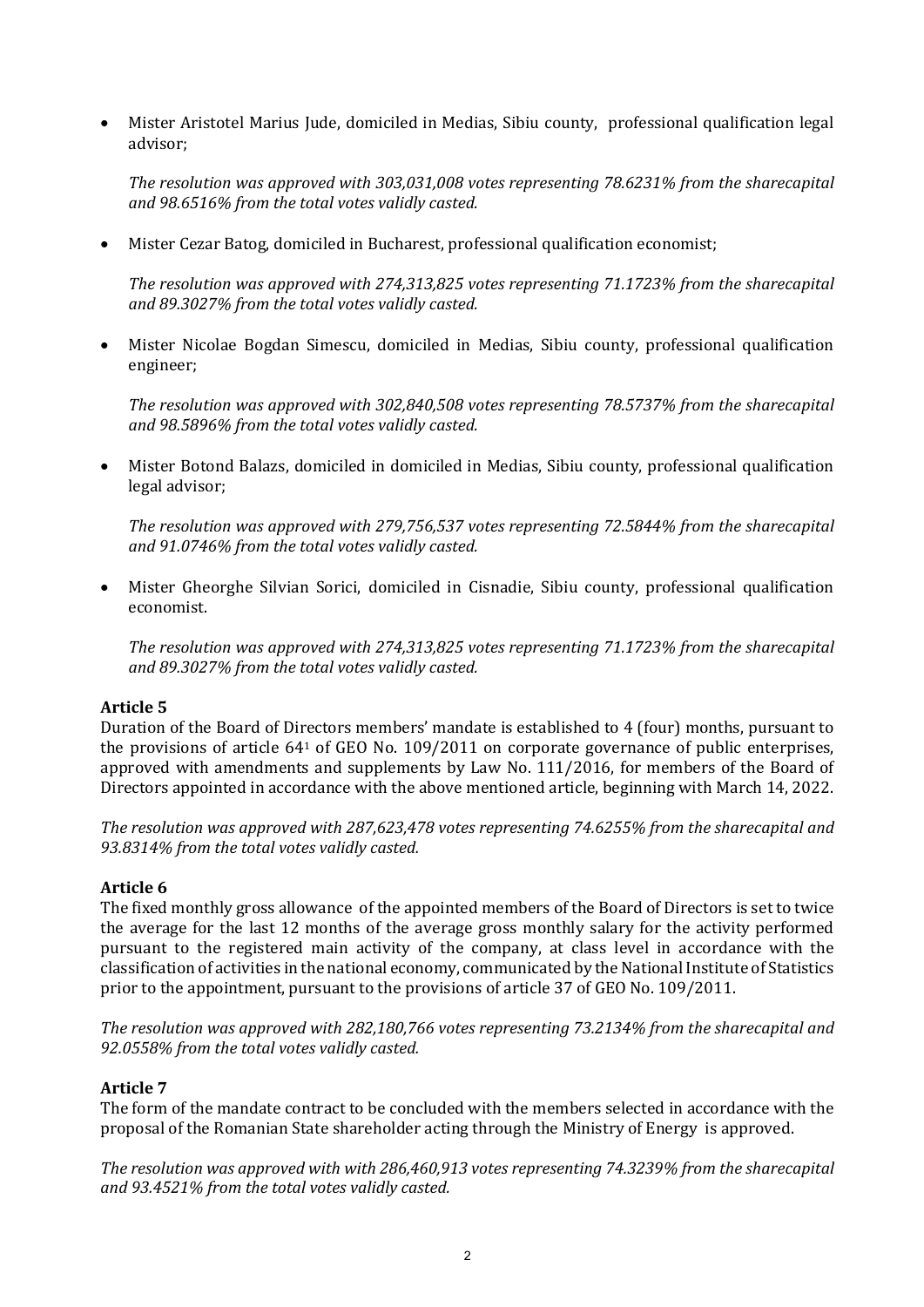- Mister Aristotel Marius Jude, domiciled in Medias, Sibiu county, professional qualification legal advisor;

  *The resolution was approved with 303,031,008 votes representing 78.6231% from the sharecapital and 98.6516% from the total votes validly casted.*

- Mister Cezar Batog, domiciled in Bucharest, professional qualification economist;

  *The resolution was approved with 274,313,825 votes representing 71.1723% from the sharecapital and 89.3027% from the total votes validly casted.*

- Mister Nicolae Bogdan Simescu, domiciled in Medias, Sibiu county, professional qualification engineer;

  *The resolution was approved with 302,840,508 votes representing 78.5737% from the sharecapital and 98.5896% from the total votes validly casted.*

- Mister Botond Balazs, domiciled in domiciled in Medias, Sibiu county, professional qualification legal advisor;

  *The resolution was approved with 279,756,537 votes representing 72.5844% from the sharecapital and 91.0746% from the total votes validly casted.*

- Mister Gheorghe Silvian Sorici, domiciled in Cisnadie, Sibiu county, professional qualification economist.

  *The resolution was approved with 274,313,825 votes representing 71.1723% from the sharecapital and 89.3027% from the total votes validly casted.*

**Article 5**

Duration of the Board of Directors members' mandate is established to 4 (four) months, pursuant to the provisions of article 64[1] of GEO No. 109/2011 on corporate governance of public enterprises, approved with amendments and supplements by Law No. 111/2016, for members of the Board of Directors appointed in accordance with the above mentioned article, beginning with March 14, 2022.

*The resolution was approved with 287,623,478 votes representing 74.6255% from the sharecapital and 93.8314% from the total votes validly casted.*

**Article 6**

The fixed monthly gross allowance of the appointed members of the Board of Directors is set to twice the average for the last 12 months of the average gross monthly salary for the activity performed pursuant to the registered main activity of the company, at class level in accordance with the classification of activities in the national economy, communicated by the National Institute of Statistics prior to the appointment, pursuant to the provisions of article 37 of GEO No. 109/2011.

*The resolution was approved with 282,180,766 votes representing 73.2134% from the sharecapital and 92.0558% from the total votes validly casted.*

**Article 7**

The form of the mandate contract to be concluded with the members selected in accordance with the proposal of the Romanian State shareholder acting through the Ministry of Energy is approved.

*The resolution was approved with with 286,460,913 votes representing 74.3239% from the sharecapital and 93.4521% from the total votes validly casted.*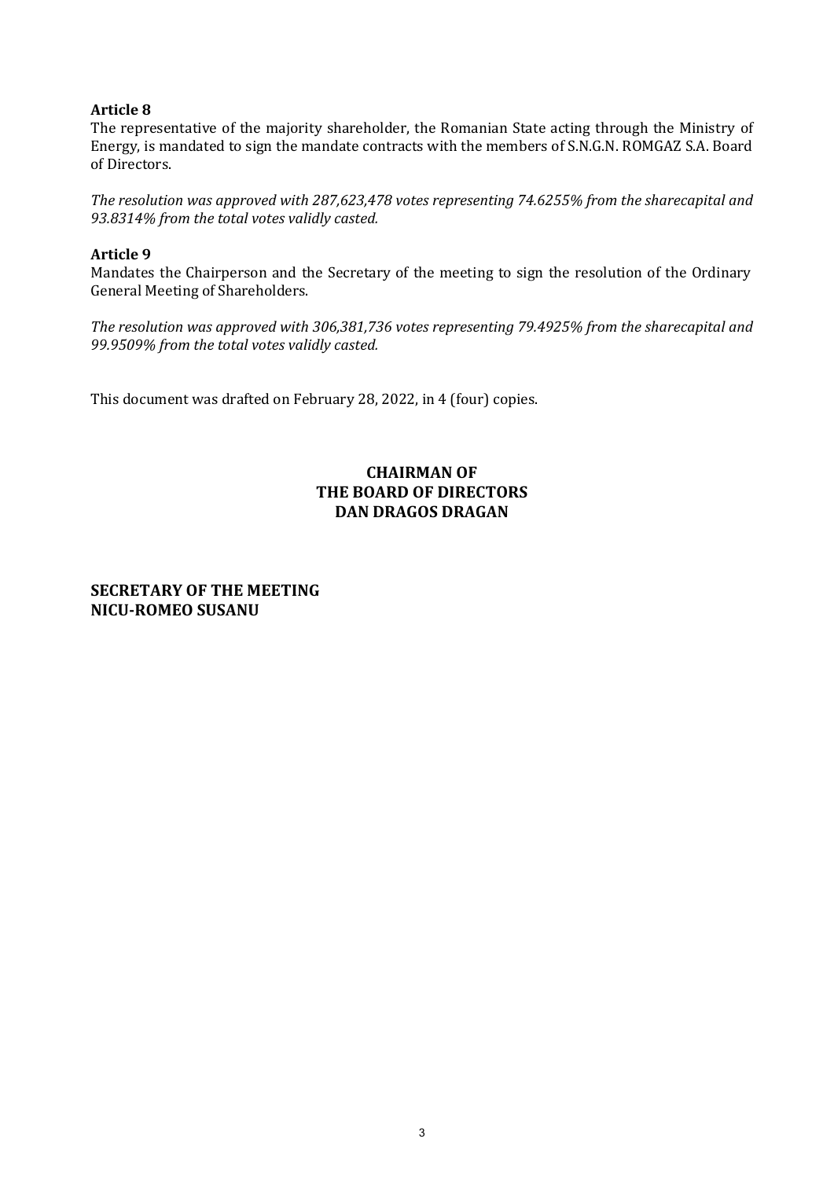**Article 8**

The representative of the majority shareholder, the Romanian State acting through the Ministry of Energy, is mandated to sign the mandate contracts with the members of S.N.G.N. ROMGAZ S.A. Board of Directors.

*The resolution was approved with 287,623,478 votes representing 74.6255% from the sharecapital and 93.8314% from the total votes validly casted.*

**Article 9**

Mandates the Chairperson and the Secretary of the meeting to sign the resolution of the Ordinary General Meeting of Shareholders.

*The resolution was approved with 306,381,736 votes representing 79.4925% from the sharecapital and 99.9509% from the total votes validly casted.*

This document was drafted on February 28, 2022, in 4 (four) copies.

**CHAIRMAN OF**
**THE BOARD OF DIRECTORS**
**DAN DRAGOS DRAGAN**

**SECRETARY OF THE MEETING**
**NICU-ROMEO SUSANU**